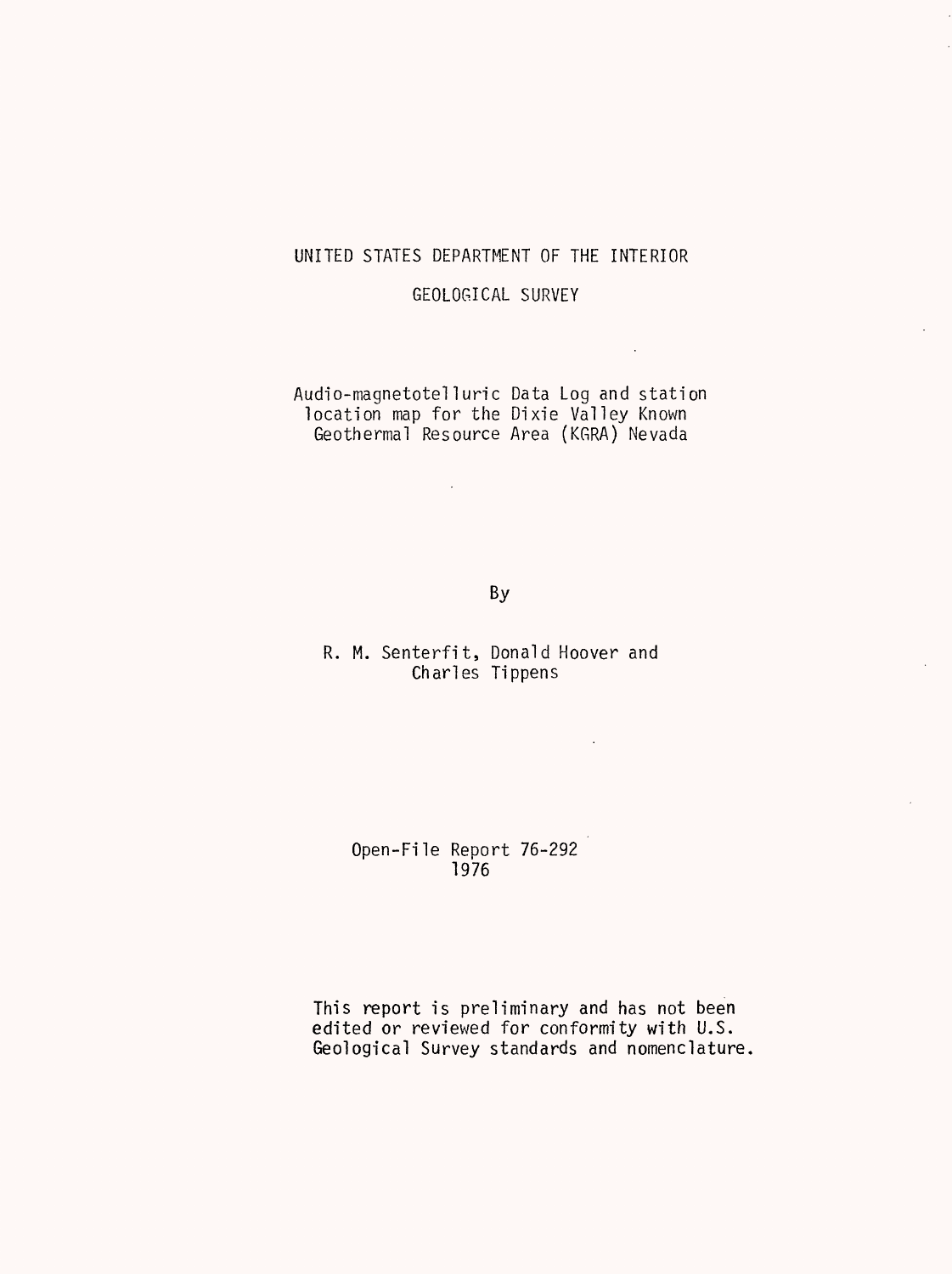UNITED STATES DEPARTMENT OF THE INTERIOR

GEOLOGICAL SURVEY

# Audio-magnetotelluric Data Log and station location map for the Dixie Valley Known Geothermal Resource Area (KGRA) Nevada

By

R. M. Senterfit, Donald Hoover and Charles Tippens

Open-File Report 76-292
1976

This report is preliminary and has not been edited or reviewed for conformity with U.S. Geological Survey standards and nomenclature.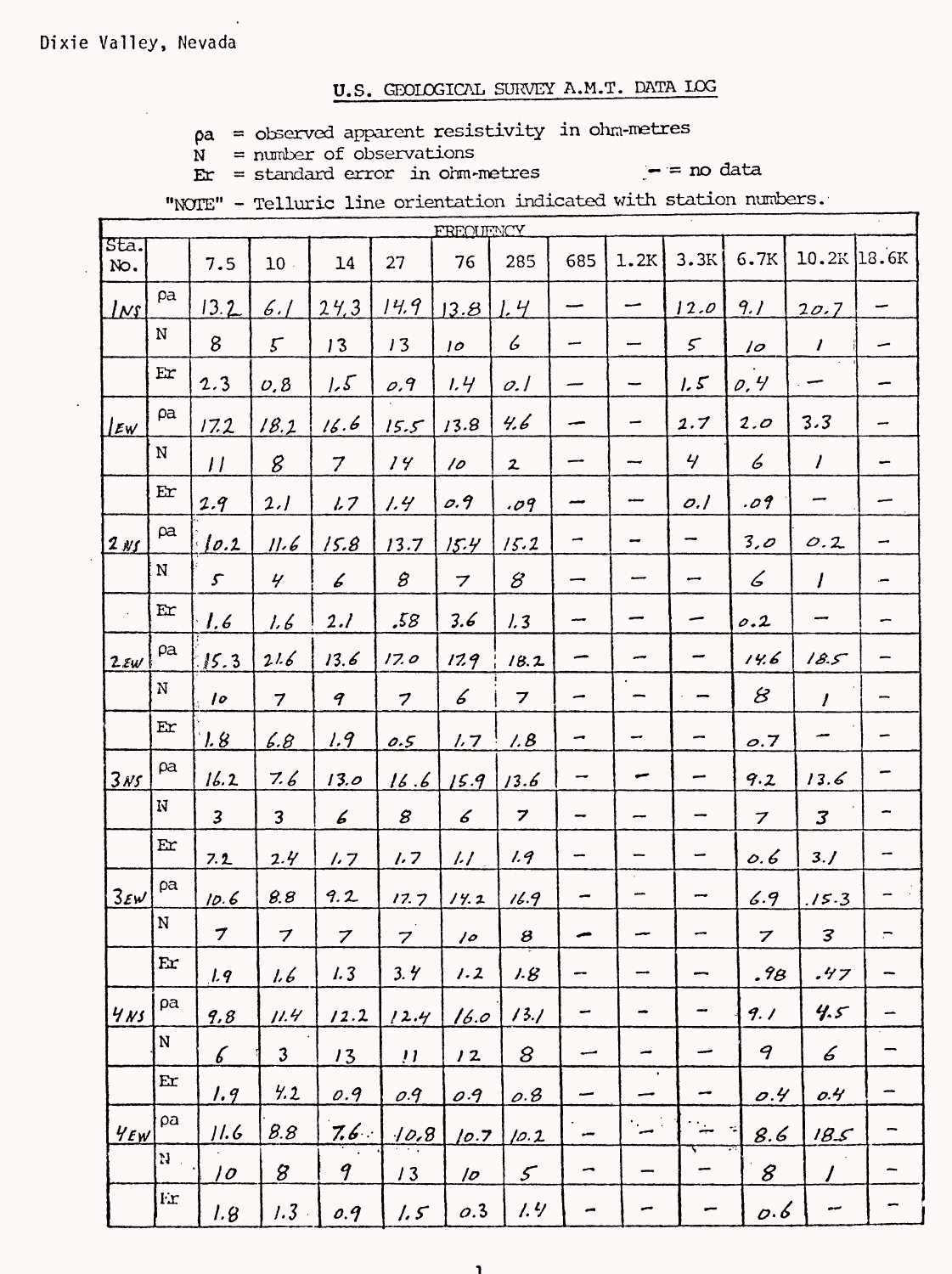Dixie Valley, Nevada

## U.S. GEOLOGICAL SURVEY A.M.T. DATA LOG

ρa = observed apparent resistivity in ohm-metres
N = number of observations
Er = standard error in ohm-metres
— = no data

"NOTE" - Telluric line orientation indicated with station numbers.

| Sta. No. | | FREQUENCY | | | | | | | | | | | |
|---|---|---|---|---|---|---|---|---|---|---|---|---|---|
| | | 7.5 | 10 | 14 | 27 | 76 | 285 | 685 | 1.2K | 3.3K | 6.7K | 10.2K | 18.6K |
| 1NS | ρa | 13.2 | 6.1 | 24.3 | 14.9 | 13.8 | 1.4 | — | — | 12.0 | 9.1 | 20.7 | — |
| | N | 8 | 5 | 13 | 13 | 10 | 6 | — | — | 5 | 10 | 1 | — |
| | Er | 2.3 | 0.8 | 1.5 | 0.9 | 1.4 | 0.1 | — | — | 1.5 | 0.4 | — | — |
| 1EW | ρa | 17.2 | 18.2 | 16.6 | 15.5 | 13.8 | 4.6 | — | — | 2.7 | 2.0 | 3.3 | — |
| | N | 11 | 8 | 7 | 14 | 10 | 2 | — | — | 4 | 6 | 1 | — |
| | Er | 2.9 | 2.1 | 1.7 | 1.4 | 0.9 | .09 | — | — | 0.1 | .09 | — | — |
| 2NS | ρa | 10.2 | 11.6 | 15.8 | 13.7 | 15.4 | 15.2 | — | — | — | 3.0 | 0.2 | — |
| | N | 5 | 4 | 6 | 8 | 7 | 8 | — | — | — | 6 | 1 | — |
| | Er | 1.6 | 1.6 | 2.1 | .58 | 3.6 | 1.3 | — | — | — | 0.2 | — | — |
| 2EW | ρa | 15.3 | 21.6 | 13.6 | 17.0 | 17.9 | 18.2 | — | — | — | 14.6 | 18.5 | — |
| | N | 10 | 7 | 9 | 7 | 6 | 7 | — | — | — | 8 | 1 | — |
| | Er | 1.8 | 6.8 | 1.9 | 0.5 | 1.7 | 1.8 | — | — | — | 0.7 | — | — |
| 3NS | ρa | 16.2 | 7.6 | 13.0 | 16.6 | 15.9 | 13.6 | — | — | — | 9.2 | 13.6 | — |
| | N | 3 | 3 | 6 | 8 | 6 | 7 | — | — | — | 7 | 3 | — |
| | Er | 7.2 | 2.4 | 1.7 | 1.7 | 1.1 | 1.9 | — | — | — | 0.6 | 3.1 | — |
| 3EW | ρa | 10.6 | 8.8 | 9.2 | 17.7 | 14.2 | 16.9 | — | — | — | 6.9 | 15.3 | — |
| | N | 7 | 7 | 7 | 7 | 10 | 8 | — | — | — | 7 | 3 | — |
| | Er | 1.9 | 1.6 | 1.3 | 3.4 | 1.2 | 1.8 | — | — | — | .98 | .47 | — |
| 4NS | ρa | 9.8 | 11.4 | 12.2 | 12.4 | 16.0 | 13.1 | — | — | — | 9.1 | 4.5 | — |
| | N | 6 | 3 | 13 | 11 | 12 | 8 | — | — | — | 9 | 6 | — |
| | Er | 1.9 | 4.2 | 0.9 | 0.9 | 0.9 | 0.8 | — | — | — | 0.4 | 0.4 | — |
| 4EW | ρa | 11.6 | 8.8 | 7.6 | 10.8 | 10.7 | 10.2 | — | — | — | 8.6 | 18.5 | — |
| | N | 10 | 8 | 9 | 13 | 10 | 5 | — | — | — | 8 | 1 | — |
| | Er | 1.8 | 1.3 | 0.9 | 1.5 | 0.3 | 1.4 | — | — | — | 0.6 | — | — |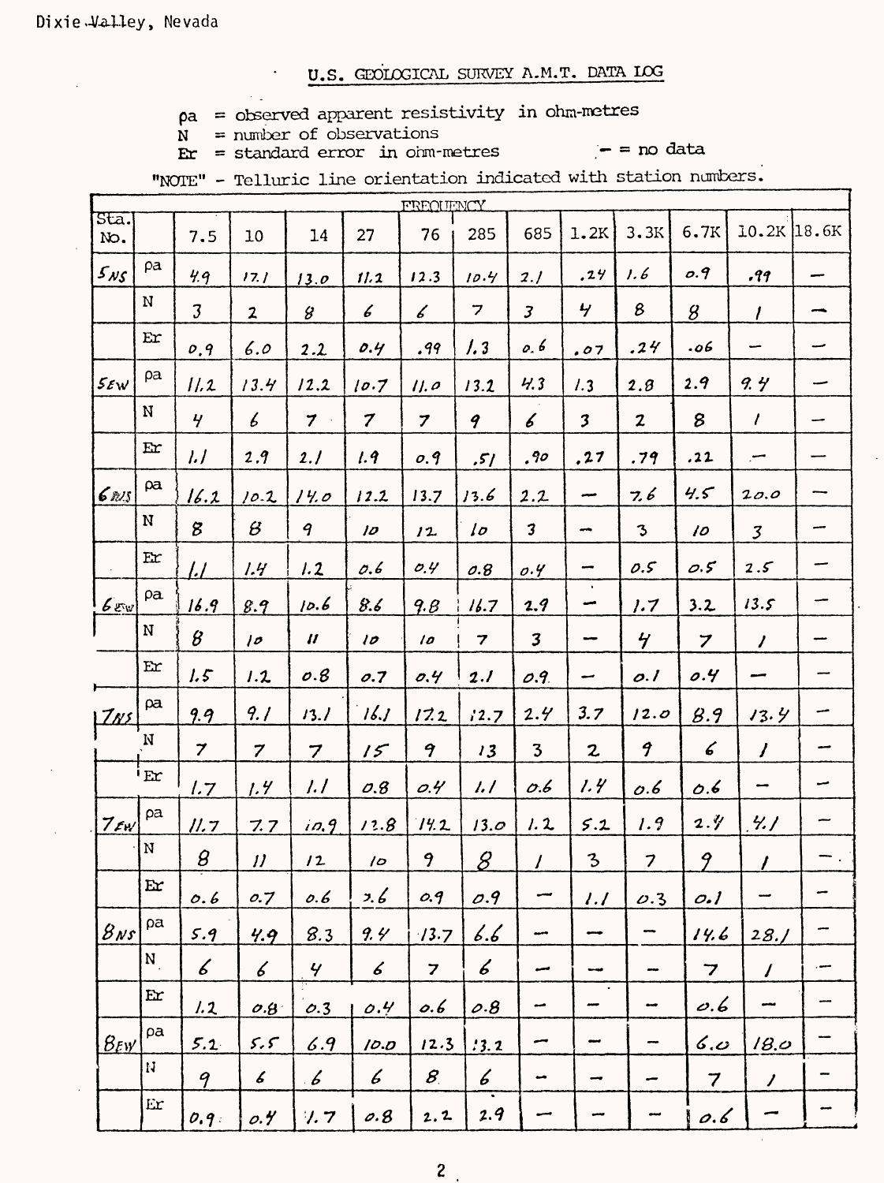Dixie Valley, Nevada

## U.S. GEOLOGICAL SURVEY A.M.T. DATA LOG

ρa = observed apparent resistivity in ohm-metres
N = number of observations
Er = standard error in ohm-metres
— = no data

"NOTE" - Telluric line orientation indicated with station numbers.

| Sta. No. | | 7.5 | 10 | 14 | 27 | 76 | 285 | 685 | 1.2K | 3.3K | 6.7K | 10.2K | 18.6K |
|---|---|---|---|---|---|---|---|---|---|---|---|---|---|
| | | FREQUENCY | | | | | | | | | | | |
| $5_{NS}$ | ρa | 4.9 | 17.1 | 13.0 | 11.2 | 12.3 | 10.4 | 2.1 | .24 | 1.6 | 0.9 | .99 | — |
| | N | 3 | 2 | 8 | 6 | 6 | 7 | 3 | 4 | 8 | 8 | 1 | — |
| | Er | 0.9 | 6.0 | 2.2 | 0.4 | .99 | 1.3 | 0.6 | .07 | .24 | .06 | — | — |
| $5_{EW}$ | ρa | 11.2 | 13.4 | 12.2 | 10.7 | 11.0 | 13.2 | 4.3 | 1.3 | 2.8 | 2.9 | 9.4 | — |
| | N | 4 | 6 | 7 | 7 | 7 | 9 | 6 | 3 | 2 | 8 | 1 | — |
| | Er | 1.1 | 2.9 | 2.1 | 1.9 | 0.9 | .51 | .90 | .27 | .79 | .22 | — | — |
| $6_{NS}$ | ρa | 16.2 | 10.2 | 14.0 | 12.2 | 13.7 | 13.6 | 2.2 | — | 7.6 | 4.5 | 20.0 | — |
| | N | 8 | 8 | 9 | 10 | 12 | 10 | 3 | — | 3 | 10 | 3 | — |
| | Er | 1.1 | 1.4 | 1.2 | 0.6 | 0.4 | 0.8 | 0.4 | — | 0.5 | 0.5 | 2.5 | — |
| $6_{EW}$ | ρa | 16.9 | 8.9 | 10.6 | 8.6 | 9.8 | 16.7 | 2.9 | — | 1.7 | 3.2 | 13.5 | — |
| | N | 8 | 10 | 11 | 10 | 10 | 7 | 3 | — | 4 | 7 | 1 | — |
| | Er | 1.5 | 1.2 | 0.8 | 0.7 | 0.4 | 2.1 | 0.9 | — | 0.1 | 0.4 | — | — |
| $7_{NS}$ | ρa | 9.9 | 9.1 | 13.1 | 16.1 | 17.2 | 12.7 | 2.4 | 3.7 | 12.0 | 8.9 | 13.4 | — |
| | N | 7 | 7 | 7 | 15 | 9 | 13 | 3 | 2 | 9 | 6 | 1 | — |
| | Er | 1.7 | 1.4 | 1.1 | 0.8 | 0.4 | 1.1 | 0.6 | 1.4 | 0.6 | 0.6 | — | — |
| $7_{EW}$ | ρa | 11.7 | 7.7 | 10.9 | 12.8 | 14.2 | 13.0 | 1.2 | 5.2 | 1.9 | 2.4 | 4.1 | — |
| | N | 8 | 11 | 12 | 10 | 9 | 8 | 1 | 3 | 7 | 9 | 1 | — |
| | Er | 0.6 | 0.7 | 0.6 | 3.6 | 0.9 | 0.9 | — | 1.1 | 0.3 | 0.1 | — | — |
| $8_{NS}$ | ρa | 5.9 | 4.9 | 8.3 | 9.4 | 13.7 | 6.6 | — | — | — | 14.6 | 28.1 | — |
| | N | 6 | 6 | 4 | 6 | 7 | 6 | — | — | — | 7 | 1 | — |
| | Er | 1.2 | 0.8 | 0.3 | 0.4 | 0.6 | 0.8 | — | — | — | 0.6 | — | — |
| $8_{EW}$ | ρa | 5.2 | 5.5 | 6.9 | 10.0 | 12.3 | 13.2 | — | — | — | 6.0 | 18.0 | — |
| | N | 9 | 6 | 6 | 6 | 8 | 6 | — | — | — | 7 | 1 | — |
| | Er | 0.9 | 0.4 | 1.7 | 0.8 | 2.2 | 2.9 | — | — | — | 0.6 | — | — |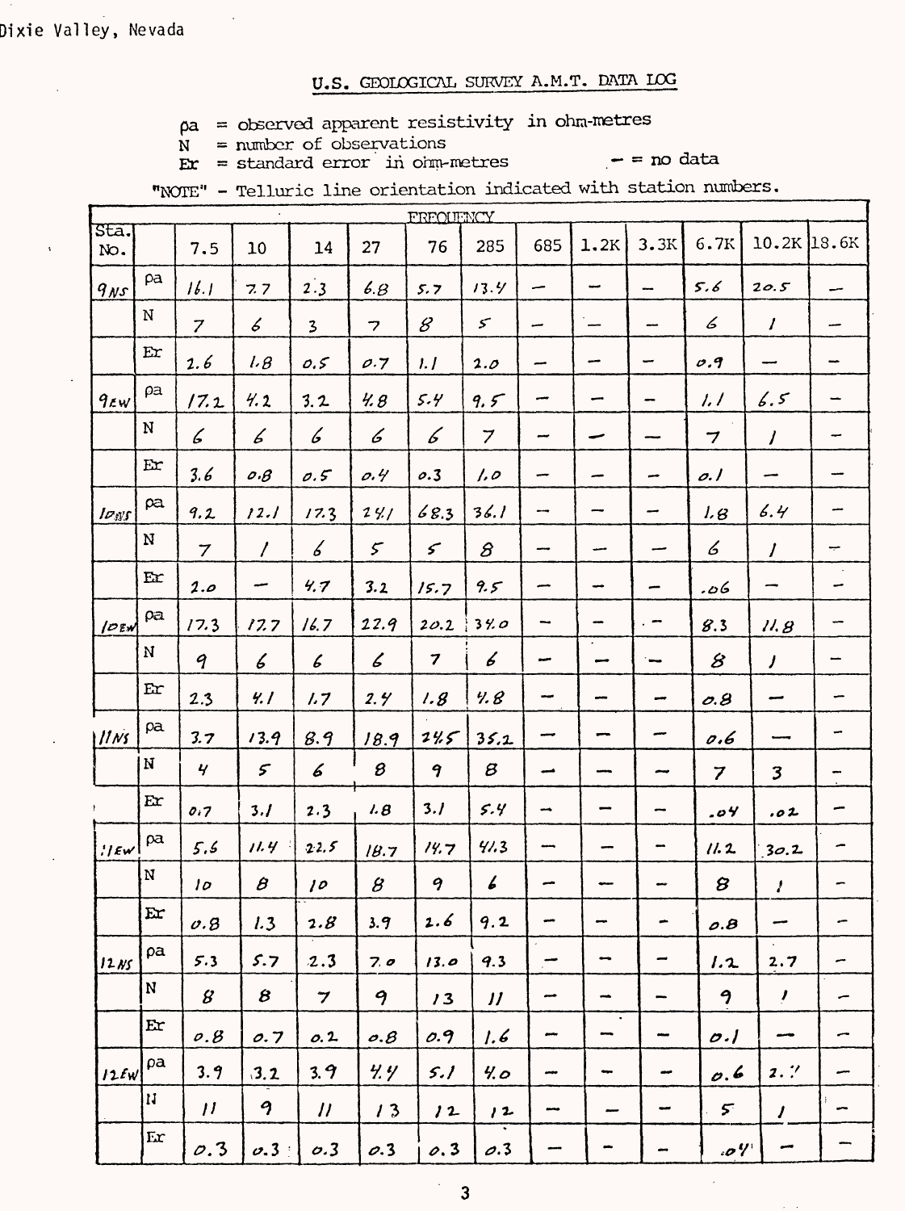Dixie Valley, Nevada

## U.S. GEOLOGICAL SURVEY A.M.T. DATA LOG

ρa = observed apparent resistivity in ohm-metres
N = number of observations
Er = standard error in ohm-metres
— = no data

"NOTE" - Telluric line orientation indicated with station numbers.

| Sta. No. | | FREQUENCY 7.5 | 10 | 14 | 27 | 76 | 285 | 685 | 1.2K | 3.3K | 6.7K | 10.2K | 18.6K |
|---|---|---|---|---|---|---|---|---|---|---|---|---|---|
| 9NS | ρa | 16.1 | 7.7 | 2.3 | 6.8 | 5.7 | 13.4 | — | — | — | 5.6 | 20.5 | — |
| | N | 7 | 6 | 3 | 7 | 8 | 5 | — | — | — | 6 | 1 | — |
| | Er | 2.6 | 1.8 | 0.5 | 0.7 | 1.1 | 2.0 | — | — | — | 0.9 | — | — |
| 9EW | ρa | 17.2 | 4.2 | 3.2 | 4.8 | 5.4 | 9.5 | — | — | — | 1.1 | 6.5 | — |
| | N | 6 | 6 | 6 | 6 | 6 | 7 | — | — | — | 7 | 1 | — |
| | Er | 3.6 | 0.8 | 0.5 | 0.4 | 0.3 | 1.0 | — | — | — | 0.1 | — | — |
| 10NS | ρa | 9.2 | 12.1 | 17.3 | 24.1 | 68.3 | 36.1 | — | — | — | 1.8 | 6.4 | — |
| | N | 7 | 1 | 6 | 5 | 5 | 8 | — | — | — | 6 | 1 | — |
| | Er | 2.0 | — | 4.7 | 3.2 | 15.7 | 9.5 | — | — | — | .06 | — | — |
| 10EW | ρa | 17.3 | 17.7 | 16.7 | 22.9 | 20.2 | 34.0 | — | — | — | 8.3 | 11.8 | — |
| | N | 9 | 6 | 6 | 6 | 7 | 6 | — | — | — | 8 | 1 | — |
| | Er | 2.3 | 4.1 | 1.7 | 2.4 | 1.8 | 4.8 | — | — | — | 0.8 | — | — |
| 11NS | ρa | 3.7 | 13.9 | 8.9 | 18.9 | 24.5 | 35.2 | — | — | — | 0.6 | — | — |
| | N | 4 | 5 | 6 | 8 | 9 | 8 | — | — | — | 7 | 3 | — |
| | Er | 0.7 | 3.1 | 2.3 | 1.8 | 3.1 | 5.4 | — | — | — | .04 | .02 | — |
| 11EW | ρa | 5.6 | 11.4 | 22.5 | 18.7 | 14.7 | 41.3 | — | — | — | 11.2 | 30.2 | — |
| | N | 10 | 8 | 10 | 8 | 9 | 6 | — | — | — | 8 | 1 | — |
| | Er | 0.8 | 1.3 | 2.8 | 3.9 | 2.6 | 9.2 | — | — | — | 0.8 | — | — |
| 12NS | ρa | 5.3 | 5.7 | 2.3 | 7.0 | 13.0 | 9.3 | — | — | — | 1.2 | 2.7 | — |
| | N | 8 | 8 | 7 | 9 | 13 | 11 | — | — | — | 9 | 1 | — |
| | Er | 0.8 | 0.7 | 0.2 | 0.8 | 0.9 | 1.6 | — | — | — | 0.1 | — | — |
| 12EW | ρa | 3.9 | 3.2 | 3.9 | 4.4 | 5.1 | 4.0 | — | — | — | 0.6 | 2.4 | — |
| | N | 11 | 9 | 11 | 13 | 12 | 12 | — | — | — | 5 | 1 | — |
| | Er | 0.3 | 0.3 | 0.3 | 0.3 | 0.3 | 0.3 | — | — | — | .04 | — | — |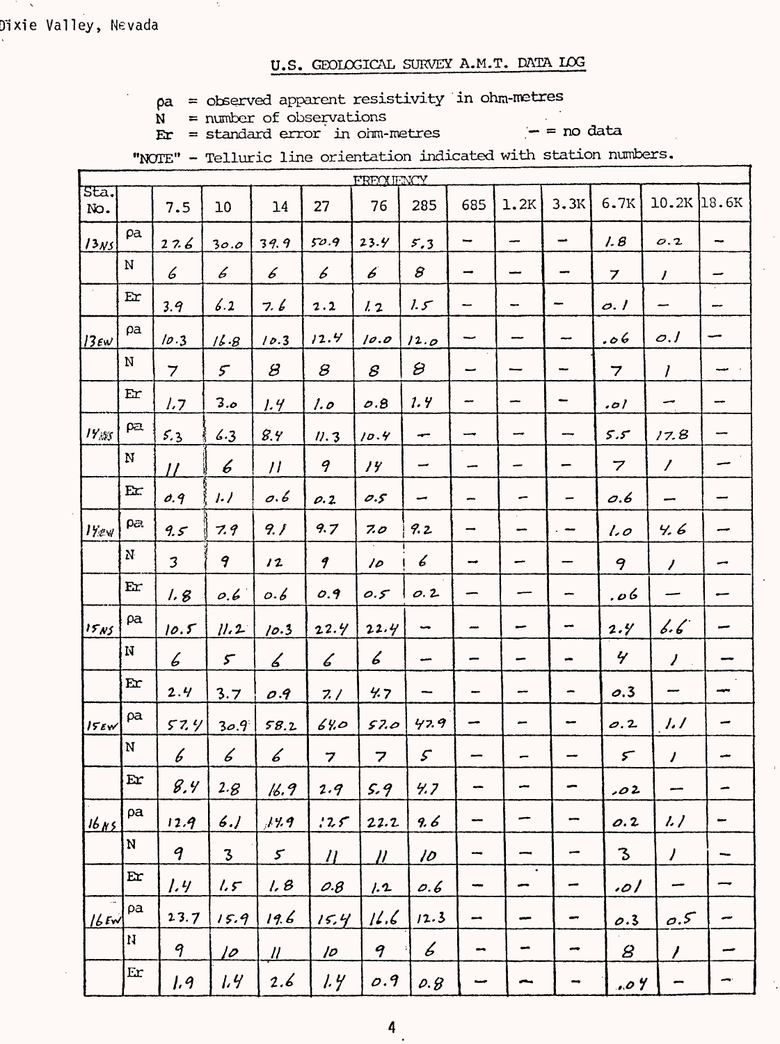Dixie Valley, Nevada

## U.S. GEOLOGICAL SURVEY A.M.T. DATA LOG

ρa = observed apparent resistivity in ohm-metres
N = number of observations
Er = standard error in ohm-metres
— = no data

"NOTE" - Telluric line orientation indicated with station numbers.

| Sta. No. | | FREQUENCY 7.5 | 10 | 14 | 27 | 76 | 285 | 685 | 1.2K | 3.3K | 6.7K | 10.2K | 18.6K |
|---|---|---|---|---|---|---|---|---|---|---|---|---|---|
| 13NS | ρa | 27.6 | 30.0 | 39.9 | 50.9 | 23.4 | 5.3 | — | — | — | 1.8 | 0.2 | — |
| | N | 6 | 6 | 6 | 6 | 6 | 8 | — | — | — | 7 | 1 | — |
| | Er | 3.9 | 6.2 | 7.6 | 2.2 | 1.2 | 1.5 | — | — | — | 0.1 | — | — |
| 13EW | ρa | 10.3 | 16.8 | 10.3 | 12.4 | 10.0 | 12.0 | — | — | — | .06 | 0.1 | — |
| | N | 7 | 5 | 8 | 8 | 8 | 8 | — | — | — | 7 | 1 | — |
| | Er | 1.7 | 3.0 | 1.4 | 1.0 | 0.8 | 1.4 | — | — | — | .01 | — | — |
| 14NS | ρa | 5.3 | 6.3 | 8.4 | 11.3 | 10.4 | — | — | — | — | 5.5 | 17.8 | — |
| | N | 11 | 6 | 11 | 9 | 14 | — | — | — | — | 7 | 1 | — |
| | Er | 0.9 | 1.1 | 0.6 | 0.2 | 0.5 | — | — | — | — | 0.6 | — | — |
| 14EW | ρa | 9.5 | 7.9 | 9.1 | 9.7 | 7.0 | 9.2 | — | — | — | 1.0 | 4.6 | — |
| | N | 3 | 9 | 12 | 9 | 10 | 6 | — | — | — | 9 | 1 | — |
| | Er | 1.8 | 0.6 | 0.6 | 0.9 | 0.5 | 0.2 | — | — | — | .06 | — | — |
| 15NS | ρa | 10.5 | 11.2 | 10.3 | 22.4 | 22.4 | — | — | — | — | 2.4 | 6.6 | — |
| | N | 6 | 5 | 6 | 6 | 6 | — | — | — | — | 4 | 1 | — |
| | Er | 2.4 | 3.7 | 0.9 | 7.1 | 4.7 | — | — | — | — | 0.3 | — | — |
| 15EW | ρa | 57.4 | 30.9 | 58.2 | 64.0 | 57.0 | 47.9 | — | — | — | 0.2 | 1.1 | — |
| | N | 6 | 6 | 6 | 7 | 7 | 5 | — | — | — | 5 | 1 | — |
| | Er | 8.4 | 2.8 | 16.9 | 2.9 | 5.9 | 4.7 | — | — | — | .02 | — | — |
| 16NS | ρa | 12.9 | 6.1 | 14.9 | 12.5 | 22.2 | 9.6 | — | — | — | 0.2 | 1.1 | — |
| | N | 9 | 3 | 5 | 11 | 11 | 10 | — | — | — | 3 | 1 | — |
| | Er | 1.4 | 1.5 | 1.8 | 0.8 | 1.2 | 0.6 | — | — | — | .01 | — | — |
| 16EW | ρa | 23.7 | 15.9 | 19.6 | 15.4 | 16.6 | 12.3 | — | — | — | 0.3 | 0.5 | — |
| | N | 9 | 10 | 11 | 10 | 9 | 6 | — | — | — | 8 | 1 | — |
| | Er | 1.9 | 1.4 | 2.6 | 1.4 | 0.9 | 0.8 | — | — | — | .04 | — | — |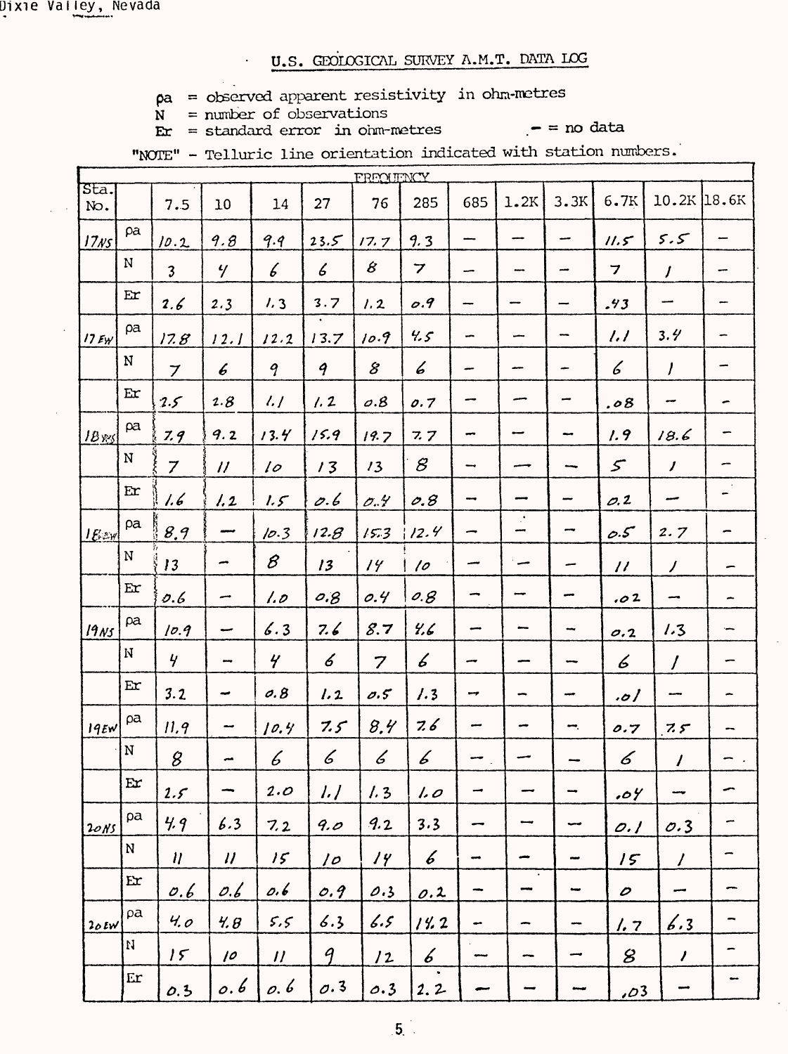## U.S. GEOLOGICAL SURVEY A.M.T. DATA LOG

ρa = observed apparent resistivity in ohm-metres
N = number of observations
Er = standard error in ohm-metres
— = no data

"NOTE" - Telluric line orientation indicated with station numbers.

| Sta. No. | | FREQUENCY 7.5 | 10 | 14 | 27 | 76 | 285 | 685 | 1.2K | 3.3K | 6.7K | 10.2K | 18.6K |
|---|---|---|---|---|---|---|---|---|---|---|---|---|---|
| 17NS | ρa | 10.2 | 9.8 | 9.9 | 23.5 | 17.7 | 9.3 | — | — | — | 11.5 | 5.5 | — |
| | N | 3 | 4 | 6 | 6 | 8 | 7 | — | — | — | 7 | 1 | — |
| | Er | 2.6 | 2.3 | 1.3 | 3.7 | 1.2 | 0.9 | — | — | — | .43 | — | — |
| 17EW | ρa | 17.8 | 12.1 | 12.2 | 13.7 | 10.9 | 4.5 | — | — | — | 1.1 | 3.4 | — |
| | N | 7 | 6 | 9 | 9 | 8 | 6 | — | — | — | 6 | 1 | — |
| | Er | 2.5 | 2.8 | 1.1 | 1.2 | 0.8 | 0.7 | — | — | — | .08 | — | — |
| 18NS | ρa | 7.9 | 9.2 | 13.4 | 15.9 | 19.7 | 7.7 | — | — | — | 1.9 | 18.6 | — |
| | N | 7 | 11 | 10 | 13 | 13 | 8 | — | — | — | 5 | 1 | — |
| | Er | 1.6 | 1.2 | 1.5 | 0.6 | 0.4 | 0.8 | — | — | — | 0.2 | — | — |
| 18EW | ρa | 8.9 | — | 10.3 | 12.8 | 15.3 | 12.4 | — | — | — | 0.5 | 2.7 | — |
| | N | 13 | — | 8 | 13 | 14 | 10 | — | — | — | 11 | 1 | — |
| | Er | 0.6 | — | 1.0 | 0.8 | 0.4 | 0.8 | — | — | — | .02 | — | — |
| 19NS | ρa | 10.9 | — | 6.3 | 7.6 | 8.7 | 4.6 | — | — | — | 0.2 | 1.3 | — |
| | N | 4 | — | 4 | 6 | 7 | 6 | — | — | — | 6 | 1 | — |
| | Er | 3.2 | — | 0.8 | 1.2 | 0.5 | 1.3 | — | — | — | .01 | — | — |
| 19EW | ρa | 11.9 | — | 10.4 | 7.5 | 8.4 | 7.6 | — | — | — | 0.7 | 7.5 | — |
| | N | 8 | — | 6 | 6 | 6 | 6 | — | — | — | 6 | 1 | — |
| | Er | 2.5 | — | 2.0 | 1.1 | 1.3 | 1.0 | — | — | — | .04 | — | — |
| 20NS | ρa | 4.9 | 6.3 | 7.2 | 9.0 | 9.2 | 3.3 | — | — | — | 0.1 | 0.3 | — |
| | N | 11 | 11 | 15 | 10 | 14 | 6 | — | — | — | 15 | 1 | — |
| | Er | 0.6 | 0.6 | 0.6 | 0.9 | 0.3 | 0.2 | — | — | — | 0 | — | — |
| 20EW | ρa | 4.0 | 4.8 | 5.5 | 6.3 | 6.5 | 14.2 | — | — | — | 1.7 | 6.3 | — |
| | N | 15 | 10 | 11 | 9 | 12 | 6 | — | — | — | 8 | 1 | — |
| | Er | 0.3 | 0.6 | 0.6 | 0.3 | 0.3 | 2.2 | — | — | — | .03 | — | — |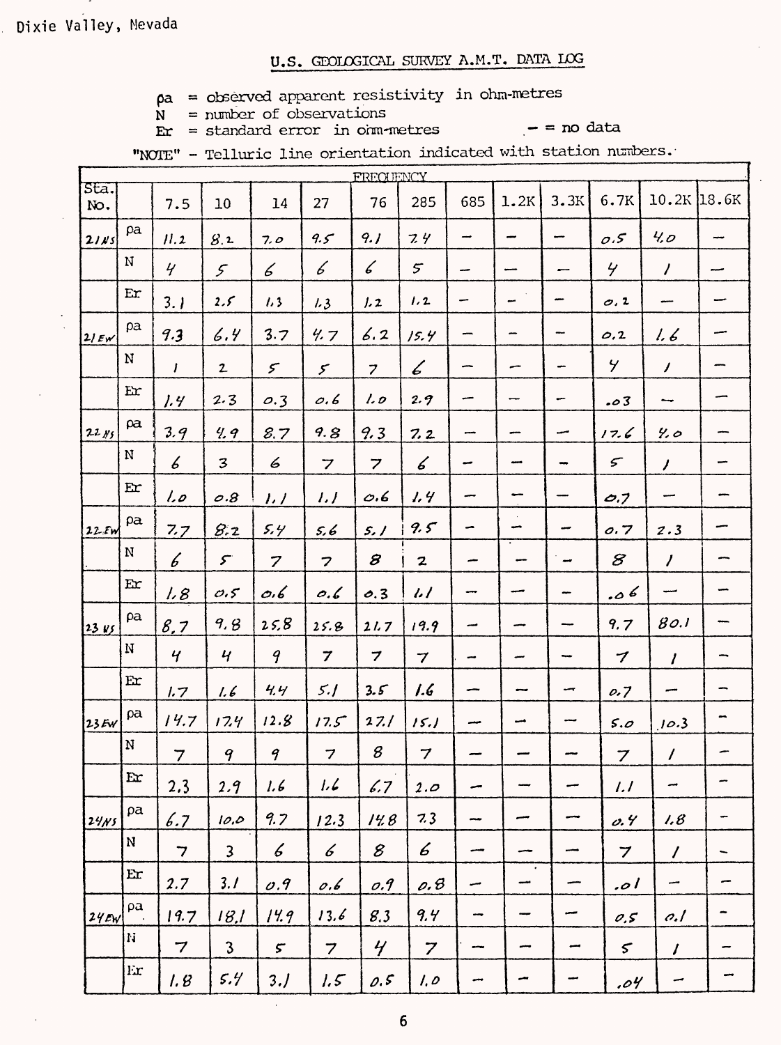Dixie Valley, Nevada

## U.S. GEOLOGICAL SURVEY A.M.T. DATA LOG

ρa = observed apparent resistivity in ohm-metres
N = number of observations
Er = standard error in ohm-metres
— = no data

"NOTE" - Telluric line orientation indicated with station numbers.

| Sta. No. | | FREQUENCY 7.5 | 10 | 14 | 27 | 76 | 285 | 685 | 1.2K | 3.3K | 6.7K | 10.2K | 18.6K |
|---|---|---|---|---|---|---|---|---|---|---|---|---|---|
| 21NS | ρa | 11.2 | 8.2 | 7.0 | 9.5 | 9.1 | 7.4 | — | — | — | 0.5 | 4.0 | — |
| | N | 4 | 5 | 6 | 6 | 6 | 5 | — | — | — | 4 | 1 | — |
| | Er | 3.1 | 2.5 | 1.3 | 1.3 | 1.2 | 1.2 | — | — | — | 0.2 | — | — |
| 21EW | ρa | 9.3 | 6.4 | 3.7 | 4.7 | 6.2 | 15.4 | — | — | — | 0.2 | 1.6 | — |
| | N | 1 | 2 | 5 | 5 | 7 | 6 | — | — | — | 4 | 1 | — |
| | Er | 1.4 | 2.3 | 0.3 | 0.6 | 1.0 | 2.9 | — | — | — | .03 | — | — |
| 22NS | ρa | 3.9 | 4.9 | 8.7 | 9.8 | 9.3 | 7.2 | — | — | — | 17.6 | 4.0 | — |
| | N | 6 | 3 | 6 | 7 | 7 | 6 | — | — | — | 5 | 1 | — |
| | Er | 1.0 | 0.8 | 1.1 | 1.1 | 0.6 | 1.4 | — | — | — | 0.7 | — | — |
| 22EW | ρa | 7.7 | 8.2 | 5.4 | 5.6 | 5.1 | 9.5 | — | — | — | 0.7 | 2.3 | — |
| | N | 6 | 5 | 7 | 7 | 8 | 2 | — | — | — | 8 | 1 | — |
| | Er | 1.8 | 0.5 | 0.6 | 0.6 | 0.3 | 1.1 | — | — | — | .06 | — | — |
| 23NS | ρa | 8.7 | 9.8 | 25.8 | 25.8 | 21.7 | 19.9 | — | — | — | 9.7 | 80.1 | — |
| | N | 4 | 4 | 9 | 7 | 7 | 7 | — | — | — | 7 | 1 | — |
| | Er | 1.7 | 1.6 | 4.4 | 5.1 | 3.5 | 1.6 | — | — | — | 0.7 | — | — |
| 23EW | ρa | 14.7 | 17.4 | 12.8 | 17.5 | 27.1 | 15.1 | — | — | — | 5.0 | 10.3 | — |
| | N | 7 | 9 | 9 | 7 | 8 | 7 | — | — | — | 7 | 1 | — |
| | Er | 2.3 | 2.9 | 1.6 | 1.6 | 6.7 | 2.0 | — | — | — | 1.1 | — | — |
| 24NS | ρa | 6.7 | 10.0 | 9.7 | 12.3 | 14.8 | 7.3 | — | — | — | 0.4 | 1.8 | — |
| | N | 7 | 3 | 6 | 6 | 8 | 6 | — | — | — | 7 | 1 | — |
| | Er | 2.7 | 3.1 | 0.9 | 0.6 | 0.9 | 0.8 | — | — | — | .01 | — | — |
| 24EW | ρa | 19.7 | 18.1 | 14.9 | 13.6 | 8.3 | 9.4 | — | — | — | 0.5 | 0.1 | — |
| | N | 7 | 3 | 5 | 7 | 4 | 7 | — | — | — | 5 | 1 | — |
| | Er | 1.8 | 5.4 | 3.1 | 1.5 | 0.5 | 1.0 | — | — | — | .04 | — | — |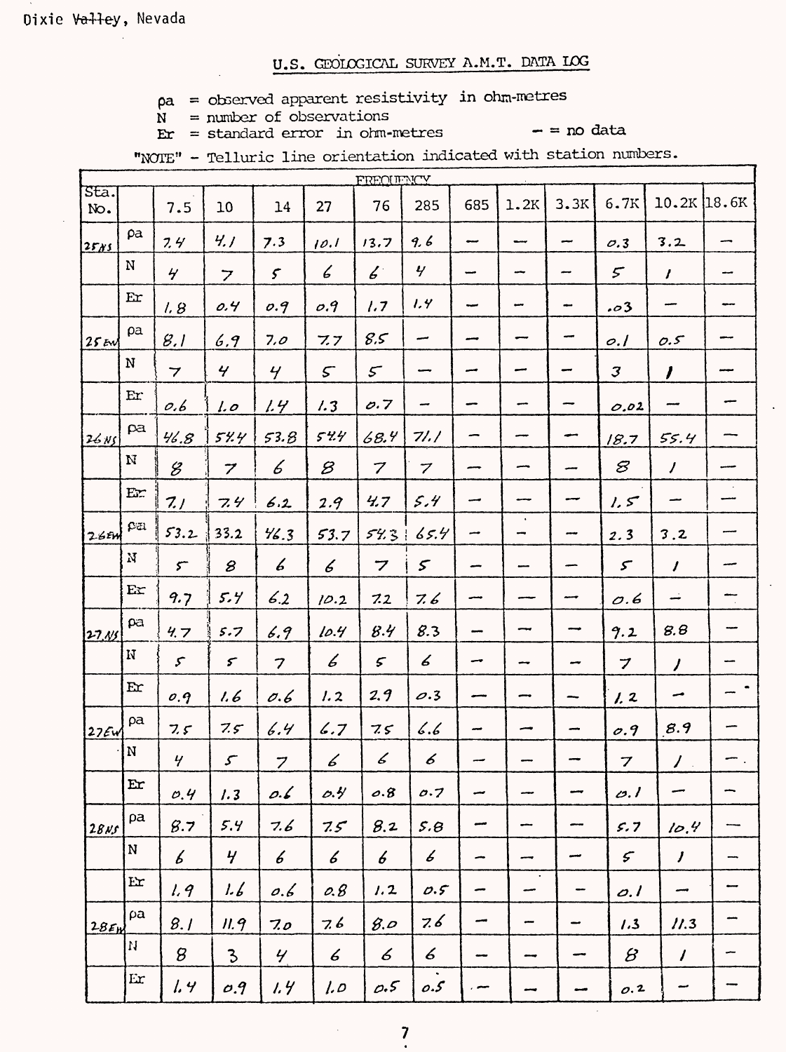Dixie ~~Valley~~, Nevada

# U.S. GEOLOGICAL SURVEY A.M.T. DATA LOG

ρa = observed apparent resistivity in ohm-metres
N = number of observations
Er = standard error in ohm-metres
— = no data

"NOTE" - Telluric line orientation indicated with station numbers.

| | | FREQUENCY | | | | | | | | | | | |
|---|---|---|---|---|---|---|---|---|---|---|---|---|---|
| Sta. No. | | 7.5 | 10 | 14 | 27 | 76 | 285 | 685 | 1.2K | 3.3K | 6.7K | 10.2K | 18.6K |
| 25NS | ρa | 7.4 | 4.1 | 7.3 | 10.1 | 13.7 | 9.6 | — | — | — | 0.3 | 3.2 | — |
| | N | 4 | 7 | 5 | 6 | 6 | 4 | — | — | — | 5 | 1 | — |
| | Er | 1.8 | 0.4 | 0.9 | 0.9 | 1.7 | 1.4 | — | — | — | .03 | — | — |
| 25EW | ρa | 8.1 | 6.9 | 7.0 | 7.7 | 8.5 | — | — | — | — | 0.1 | 0.5 | — |
| | N | 7 | 4 | 4 | 5 | 5 | — | — | — | — | 3 | 1 | — |
| | Er | 0.6 | 1.0 | 1.4 | 1.3 | 0.7 | — | — | — | — | 0.02 | — | — |
| 26NS | ρa | 46.8 | 54.4 | 53.8 | 54.4 | 68.4 | 71.1 | — | — | — | 18.7 | 55.4 | — |
| | N | 8 | 7 | 6 | 8 | 7 | 7 | — | — | — | 8 | 1 | — |
| | Er | 7.1 | 7.4 | 6.2 | 2.9 | 4.7 | 5.4 | — | — | — | 1.5 | — | — |
| 26EW | ρa | 53.2 | 33.2 | 46.3 | 53.7 | 54.3 | 65.4 | — | — | — | 2.3 | 3.2 | — |
| | N | 5 | 8 | 6 | 6 | 7 | 5 | — | — | — | 5 | 1 | — |
| | Er | 9.7 | 5.4 | 6.2 | 10.2 | 7.2 | 7.6 | — | — | — | 0.6 | — | — |
| 27NS | ρa | 4.7 | 5.7 | 6.9 | 10.4 | 8.4 | 8.3 | — | — | — | 9.2 | 8.8 | — |
| | N | 5 | 5 | 7 | 6 | 5 | 6 | — | — | — | 7 | 1 | — |
| | Er | 0.9 | 1.6 | 0.6 | 1.2 | 2.9 | 0.3 | — | — | — | 1.2 | — | — |
| 27EW | ρa | 7.5 | 7.5 | 6.4 | 6.7 | 7.5 | 6.6 | — | — | — | 0.9 | 8.9 | — |
| | N | 4 | 5 | 7 | 6 | 6 | 6 | — | — | — | 7 | 1 | — |
| | Er | 0.4 | 1.3 | 0.6 | 0.4 | 0.8 | 0.7 | — | — | — | 0.1 | — | — |
| 28NS | ρa | 8.7 | 5.4 | 7.6 | 7.5 | 8.2 | 5.8 | — | — | — | 5.7 | 10.4 | — |
| | N | 6 | 4 | 6 | 6 | 6 | 6 | — | — | — | 5 | 1 | — |
| | Er | 1.9 | 1.6 | 0.6 | 0.8 | 1.2 | 0.5 | — | — | — | 0.1 | — | — |
| 28EW | ρa | 8.1 | 11.9 | 7.0 | 7.6 | 8.0 | 7.6 | — | — | — | 1.3 | 11.3 | — |
| | N | 8 | 3 | 4 | 6 | 6 | 6 | — | — | — | 8 | 1 | — |
| | Er | 1.4 | 0.9 | 1.4 | 1.0 | 0.5 | 0.5 | — | — | — | 0.2 | — | — |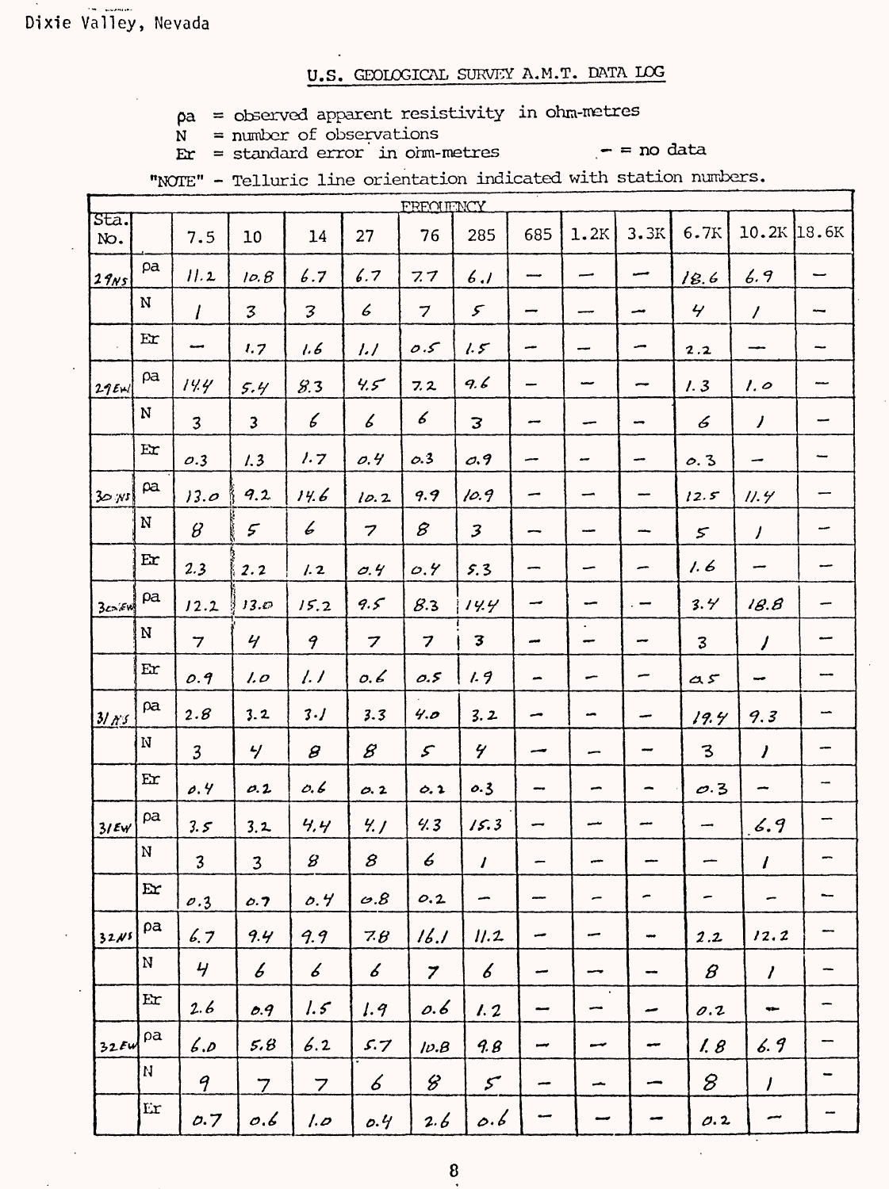Dixie Valley, Nevada

## U.S. GEOLOGICAL SURVEY A.M.T. DATA LOG

ρa = observed apparent resistivity in ohm-metres
N = number of observations
Er = standard error in ohm-metres
– = no data

"NOTE" - Telluric line orientation indicated with station numbers.

| Sta. No. | | FREQUENCY 7.5 | 10 | 14 | 27 | 76 | 285 | 685 | 1.2K | 3.3K | 6.7K | 10.2K | 18.6K |
|---|---|---|---|---|---|---|---|---|---|---|---|---|---|
| 29NS | ρa | 11.2 | 10.8 | 6.7 | 6.7 | 7.7 | 6.1 | – | – | – | 18.6 | 6.9 | – |
| | N | 1 | 3 | 3 | 6 | 7 | 5 | – | – | – | 4 | 1 | – |
| | Er | – | 1.7 | 1.6 | 1.1 | 0.5 | 1.5 | – | – | – | 2.2 | – | – |
| 29EW | ρa | 14.4 | 5.4 | 8.3 | 4.5 | 7.2 | 9.6 | – | – | – | 1.3 | 1.0 | – |
| | N | 3 | 3 | 6 | 6 | 6 | 3 | – | – | – | 6 | 1 | – |
| | Er | 0.3 | 1.3 | 1.7 | 0.4 | 0.3 | 0.9 | – | – | – | 0.3 | – | – |
| 30NS | ρa | 13.0 | 9.2 | 14.6 | 10.2 | 9.9 | 10.9 | – | – | – | 12.5 | 11.4 | – |
| | N | 8 | 5 | 6 | 7 | 8 | 3 | – | – | – | 5 | 1 | – |
| | Er | 2.3 | 2.2 | 1.2 | 0.4 | 0.4 | 5.3 | – | – | – | 1.6 | – | – |
| 30EW | ρa | 12.2 | 13.0 | 15.2 | 9.5 | 8.3 | 14.4 | – | – | – | 3.4 | 18.8 | – |
| | N | 7 | 4 | 9 | 7 | 7 | 3 | – | – | – | 3 | 1 | – |
| | Er | 0.9 | 1.0 | 1.1 | 0.6 | 0.5 | 1.9 | – | – | – | 0.5 | – | – |
| 31NS | ρa | 2.8 | 3.2 | 3.1 | 3.3 | 4.0 | 3.2 | – | – | – | 19.4 | 9.3 | – |
| | N | 3 | 4 | 8 | 8 | 5 | 4 | – | – | – | 3 | 1 | – |
| | Er | 0.4 | 0.2 | 0.6 | 0.2 | 0.2 | 0.3 | – | – | – | 0.3 | – | – |
| 31EW | ρa | 3.5 | 3.2 | 4.4 | 4.1 | 4.3 | 15.3 | – | – | – | – | 6.9 | – |
| | N | 3 | 3 | 8 | 8 | 6 | 1 | – | – | – | – | 1 | – |
| | Er | 0.3 | 0.7 | 0.4 | 0.8 | 0.2 | – | – | – | – | – | – | – |
| 32NS | ρa | 6.7 | 9.4 | 9.9 | 7.8 | 16.1 | 11.2 | – | – | – | 2.2 | 12.2 | – |
| | N | 4 | 6 | 6 | 6 | 7 | 6 | – | – | – | 8 | 1 | – |
| | Er | 2.6 | 0.9 | 1.5 | 1.9 | 0.6 | 1.2 | – | – | – | 0.2 | – | – |
| 32EW | ρa | 6.0 | 5.8 | 6.2 | 5.7 | 10.8 | 9.8 | – | – | – | 1.8 | 6.9 | – |
| | N | 9 | 7 | 7 | 6 | 8 | 5 | – | – | – | 8 | 1 | – |
| | Er | 0.7 | 0.6 | 1.0 | 0.4 | 2.6 | 0.6 | – | – | – | 0.2 | – | – |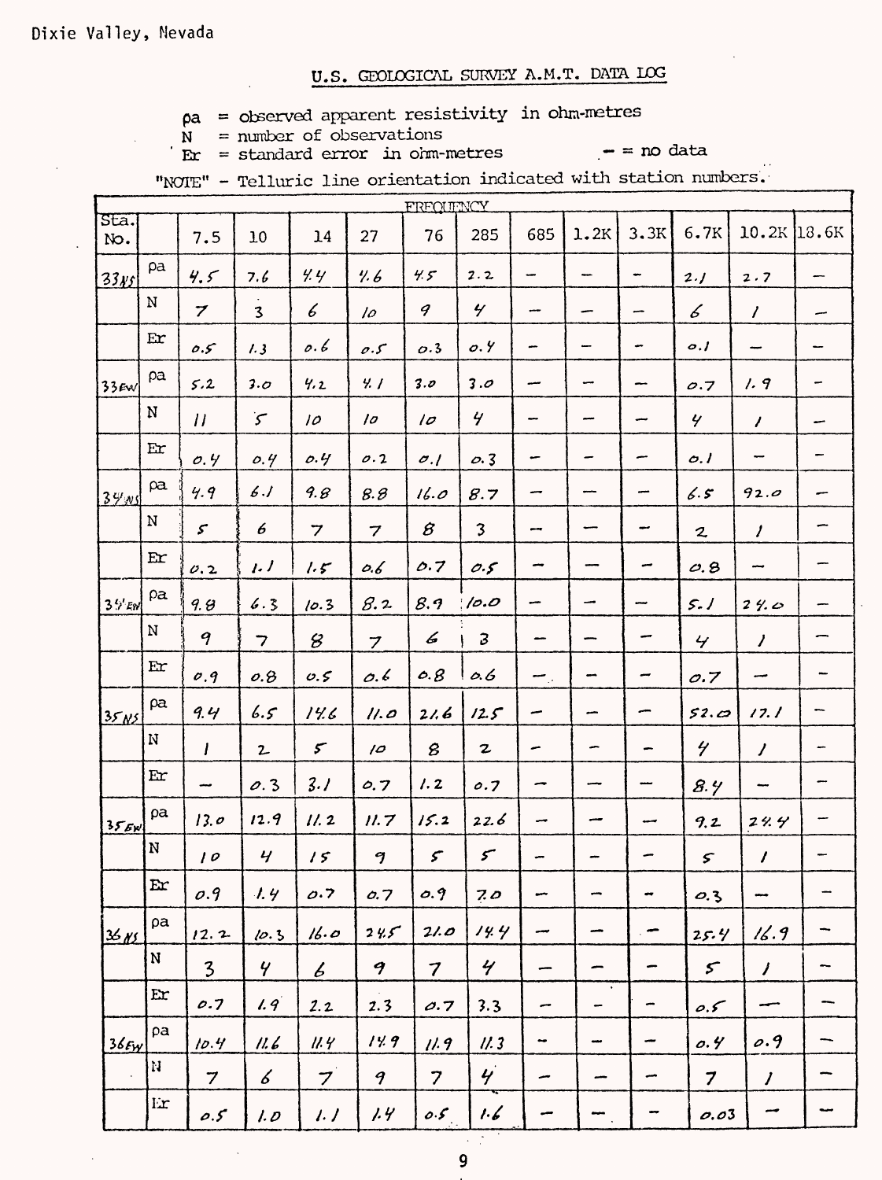Dixie Valley, Nevada

## U.S. GEOLOGICAL SURVEY A.M.T. DATA LOG

ρa = observed apparent resistivity in ohm-metres
N = number of observations
Er = standard error in ohm-metres
— = no data

"NOTE" - Telluric line orientation indicated with station numbers.

| Sta. No. | | FREQUENCY | | | | | | | | | | | |
|---|---|---|---|---|---|---|---|---|---|---|---|---|---|
| | | 7.5 | 10 | 14 | 27 | 76 | 285 | 685 | 1.2K | 3.3K | 6.7K | 10.2K | 18.6K |
| 33NS | ρa | 4.5 | 7.6 | 4.4 | 4.6 | 4.5 | 2.2 | — | — | — | 2.1 | 2.7 | — |
| | N | 7 | 3 | 6 | 10 | 9 | 4 | — | — | — | 6 | 1 | — |
| | Er | 0.5 | 1.3 | 0.6 | 0.5 | 0.3 | 0.4 | — | — | — | 0.1 | — | — |
| 33EW | ρa | 5.2 | 3.0 | 4.2 | 4.1 | 3.0 | 3.0 | — | — | — | 0.7 | 1.9 | — |
| | N | 11 | 5 | 10 | 10 | 10 | 4 | — | — | — | 4 | 1 | — |
| | Er | 0.4 | 0.4 | 0.4 | 0.2 | 0.1 | 0.3 | — | — | — | 0.1 | — | — |
| 34NS | ρa | 4.9 | 6.1 | 9.8 | 8.8 | 16.0 | 8.7 | — | — | — | 6.5 | 92.0 | — |
| | N | 5 | 6 | 7 | 7 | 8 | 3 | — | — | — | 2 | 1 | — |
| | Er | 0.2 | 1.1 | 1.5 | 0.6 | 0.7 | 0.5 | — | — | — | 0.8 | — | — |
| 34EW | ρa | 9.8 | 6.3 | 10.3 | 8.2 | 8.9 | 10.0 | — | — | — | 5.1 | 24.0 | — |
| | N | 9 | 7 | 8 | 7 | 6 | 3 | — | — | — | 4 | 1 | — |
| | Er | 0.9 | 0.8 | 0.5 | 0.6 | 0.8 | 0.6 | — | — | — | 0.7 | — | — |
| 35NS | ρa | 9.4 | 6.5 | 14.6 | 11.0 | 21.6 | 12.5 | — | — | — | 52.0 | 17.1 | — |
| | N | 1 | 2 | 5 | 10 | 8 | 2 | — | — | — | 4 | 1 | — |
| | Er | — | 0.3 | 3.1 | 0.7 | 1.2 | 0.7 | — | — | — | 8.4 | — | — |
| 35EW | ρa | 13.0 | 12.9 | 11.2 | 11.7 | 15.2 | 22.6 | — | — | — | 9.2 | 24.4 | — |
| | N | 10 | 4 | 15 | 9 | 5 | 5 | — | — | — | 5 | 1 | — |
| | Er | 0.9 | 1.4 | 0.7 | 0.7 | 0.9 | 7.0 | — | — | — | 0.3 | — | — |
| 36NS | ρa | 12.2 | 10.3 | 16.0 | 24.5 | 21.0 | 14.4 | — | — | — | 25.4 | 16.9 | — |
| | N | 3 | 4 | 6 | 9 | 7 | 4 | — | — | — | 5 | 1 | — |
| | Er | 0.7 | 1.9 | 2.2 | 2.3 | 0.7 | 3.3 | — | — | — | 0.5 | — | — |
| 36EW | ρa | 10.4 | 11.6 | 11.4 | 14.9 | 11.9 | 11.3 | — | — | — | 0.4 | 0.9 | — |
| | N | 7 | 6 | 7 | 9 | 7 | 4 | — | — | — | 7 | 1 | — |
| | Er | 0.5 | 1.0 | 1.1 | 1.4 | 0.5 | 1.6 | — | — | — | 0.03 | — | — |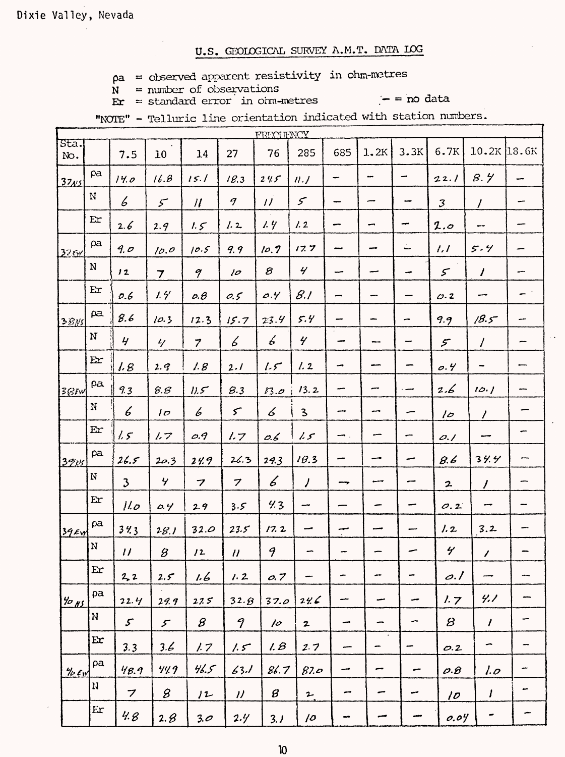Dixie Valley, Nevada

## U.S. GEOLOGICAL SURVEY A.M.T. DATA LOG

ρa = observed apparent resistivity in ohm-metres
N = number of observations
Er = standard error in ohm-metres
— = no data

"NOTE" - Telluric line orientation indicated with station numbers.

| Sta. No. | | FREQUENCY 7.5 | 10 | 14 | 27 | 76 | 285 | 685 | 1.2K | 3.3K | 6.7K | 10.2K | 18.6K |
|---|---|---|---|---|---|---|---|---|---|---|---|---|---|
| 37NS | ρa | 14.0 | 16.8 | 15.1 | 18.3 | 24.5 | 11.1 | — | — | — | 22.1 | 8.4 | — |
| | N | 6 | 5 | 11 | 9 | 11 | 5 | — | — | — | 3 | 1 | — |
| | Er | 2.6 | 2.9 | 1.5 | 1.2 | 1.4 | 1.2 | — | — | — | 2.0 | — | — |
| 37EW | ρa | 9.0 | 10.0 | 10.5 | 9.9 | 10.9 | 17.7 | — | — | — | 1.1 | 5.4 | — |
| | N | 12 | 7 | 9 | 10 | 8 | 4 | — | — | — | 5 | 1 | — |
| | Er | 0.6 | 1.4 | 0.8 | 0.5 | 0.4 | 8.1 | — | — | — | 0.2 | — | — |
| 38NS | ρa | 8.6 | 10.3 | 12.3 | 15.7 | 23.4 | 5.4 | — | — | — | 9.9 | 18.5 | — |
| | N | 4 | 4 | 7 | 6 | 6 | 4 | — | — | — | 5 | 1 | — |
| | Er | 1.8 | 2.9 | 1.8 | 2.1 | 1.5 | 1.2 | — | — | — | 0.4 | — | — |
| 38EW | ρa | 9.3 | 8.8 | 11.5 | 8.3 | 13.0 | 13.2 | — | — | — | 2.6 | 10.1 | — |
| | N | 6 | 10 | 6 | 5 | 6 | 3 | — | — | — | 10 | 1 | — |
| | Er | 1.5 | 1.7 | 0.9 | 1.7 | 0.6 | 1.5 | — | — | — | 0.1 | — | — |
| 39NS | ρa | 26.5 | 20.3 | 24.9 | 26.3 | 29.3 | 18.3 | — | — | — | 8.6 | 34.4 | — |
| | N | 3 | 4 | 7 | 7 | 6 | 1 | — | — | — | 2 | 1 | — |
| | Er | 11.0 | 0.4 | 2.9 | 3.5 | 4.3 | — | — | — | — | 0.2 | — | — |
| 39EW | ρa | 34.3 | 28.1 | 32.0 | 23.5 | 17.2 | — | — | — | — | 1.2 | 3.2 | — |
| | N | 11 | 8 | 12 | 11 | 9 | — | — | — | — | 4 | 1 | — |
| | Er | 2.2 | 2.5 | 1.6 | 1.2 | 0.7 | — | — | — | — | 0.1 | — | — |
| 40NS | ρa | 22.4 | 29.9 | 27.5 | 32.8 | 37.0 | 24.6 | — | — | — | 1.7 | 4.1 | — |
| | N | 5 | 5 | 8 | 9 | 10 | 2 | — | — | — | 8 | 1 | — |
| | Er | 3.3 | 3.6 | 1.7 | 1.5 | 1.8 | 2.7 | — | — | — | 0.2 | — | — |
| 40EW | ρa | 48.9 | 44.9 | 46.5 | 63.1 | 86.7 | 87.0 | — | — | — | 0.8 | 1.0 | — |
| | N | 7 | 8 | 12 | 11 | 8 | 2 | — | — | — | 10 | 1 | — |
| | Er | 4.8 | 2.8 | 3.0 | 2.4 | 3.1 | 10 | — | — | — | 0.04 | — | — |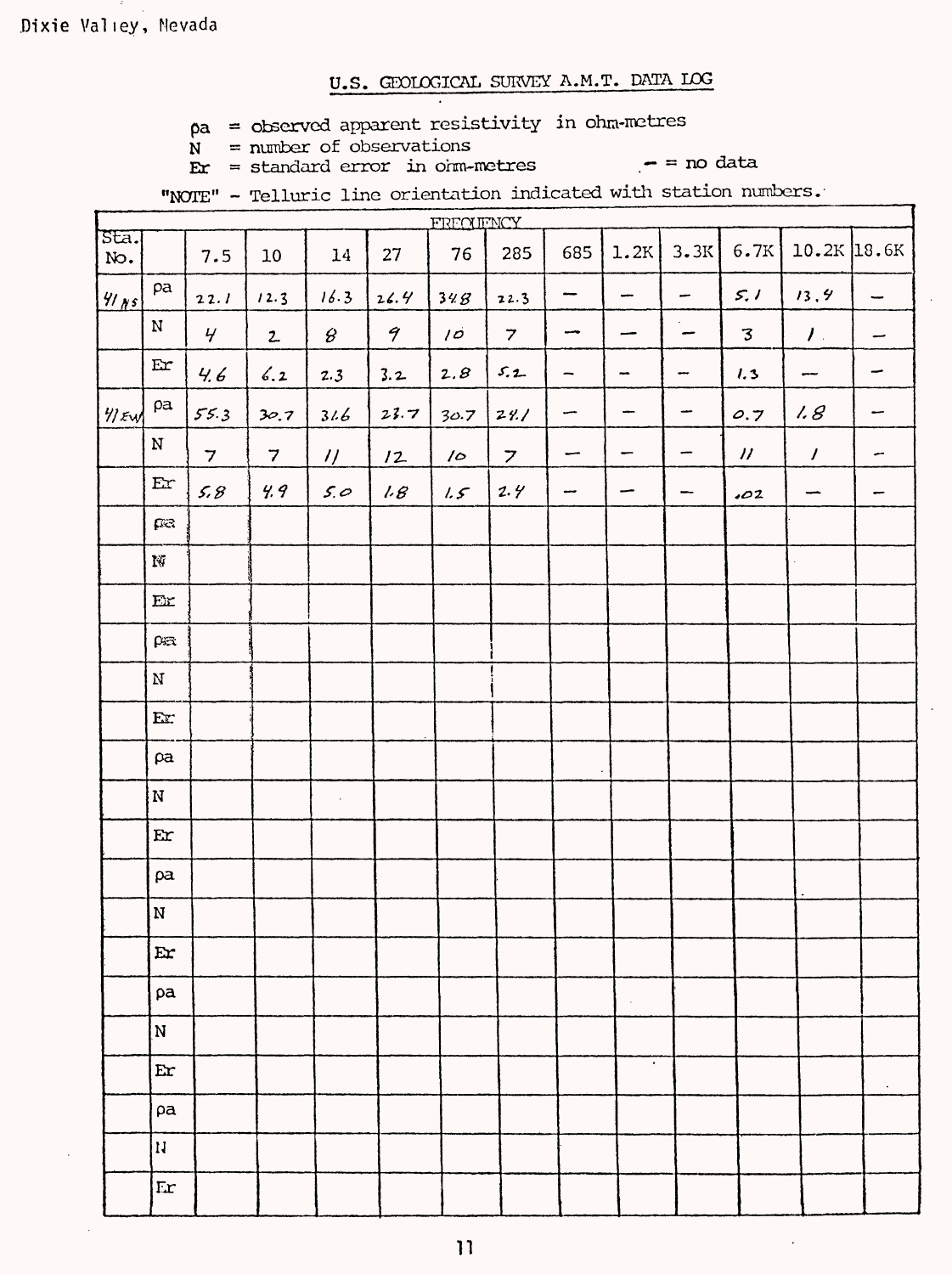Dixie Valley, Nevada

## U.S. GEOLOGICAL SURVEY A.M.T. DATA LOG

ρa = observed apparent resistivity in ohm-metres
N = number of observations
Er = standard error in ohm-metres
– = no data

"NOTE" - Telluric line orientation indicated with station numbers.

| Sta. No. | | FREQUENCY 7.5 | 10 | 14 | 27 | 76 | 285 | 685 | 1.2K | 3.3K | 6.7K | 10.2K | 18.6K |
|---|---|---|---|---|---|---|---|---|---|---|---|---|---|
| 41 NS | ρa | 22.1 | 12.3 | 16.3 | 26.4 | 34.8 | 22.3 | – | – | – | 5.1 | 13.4 | – |
| | N | 4 | 2 | 8 | 9 | 10 | 7 | – | – | – | 3 | 1 | – |
| | Er | 4.6 | 6.2 | 2.3 | 3.2 | 2.8 | 5.2 | – | – | – | 1.3 | – | – |
| 41 EW | ρa | 55.3 | 30.7 | 31.6 | 23.7 | 30.7 | 24.1 | – | – | – | 0.7 | 1.8 | – |
| | N | 7 | 7 | 11 | 12 | 10 | 7 | – | – | – | 11 | 1 | – |
| | Er | 5.8 | 4.9 | 5.0 | 1.8 | 1.5 | 2.4 | – | – | – | .02 | – | – |
| | ρa | | | | | | | | | | | | |
| | N | | | | | | | | | | | | |
| | Er | | | | | | | | | | | | |
| | ρa | | | | | | | | | | | | |
| | N | | | | | | | | | | | | |
| | Er | | | | | | | | | | | | |
| | ρa | | | | | | | | | | | | |
| | N | | | | | | | | | | | | |
| | Er | | | | | | | | | | | | |
| | ρa | | | | | | | | | | | | |
| | N | | | | | | | | | | | | |
| | Er | | | | | | | | | | | | |
| | ρa | | | | | | | | | | | | |
| | N | | | | | | | | | | | | |
| | Er | | | | | | | | | | | | |
| | ρa | | | | | | | | | | | | |
| | N | | | | | | | | | | | | |
| | Er | | | | | | | | | | | | |